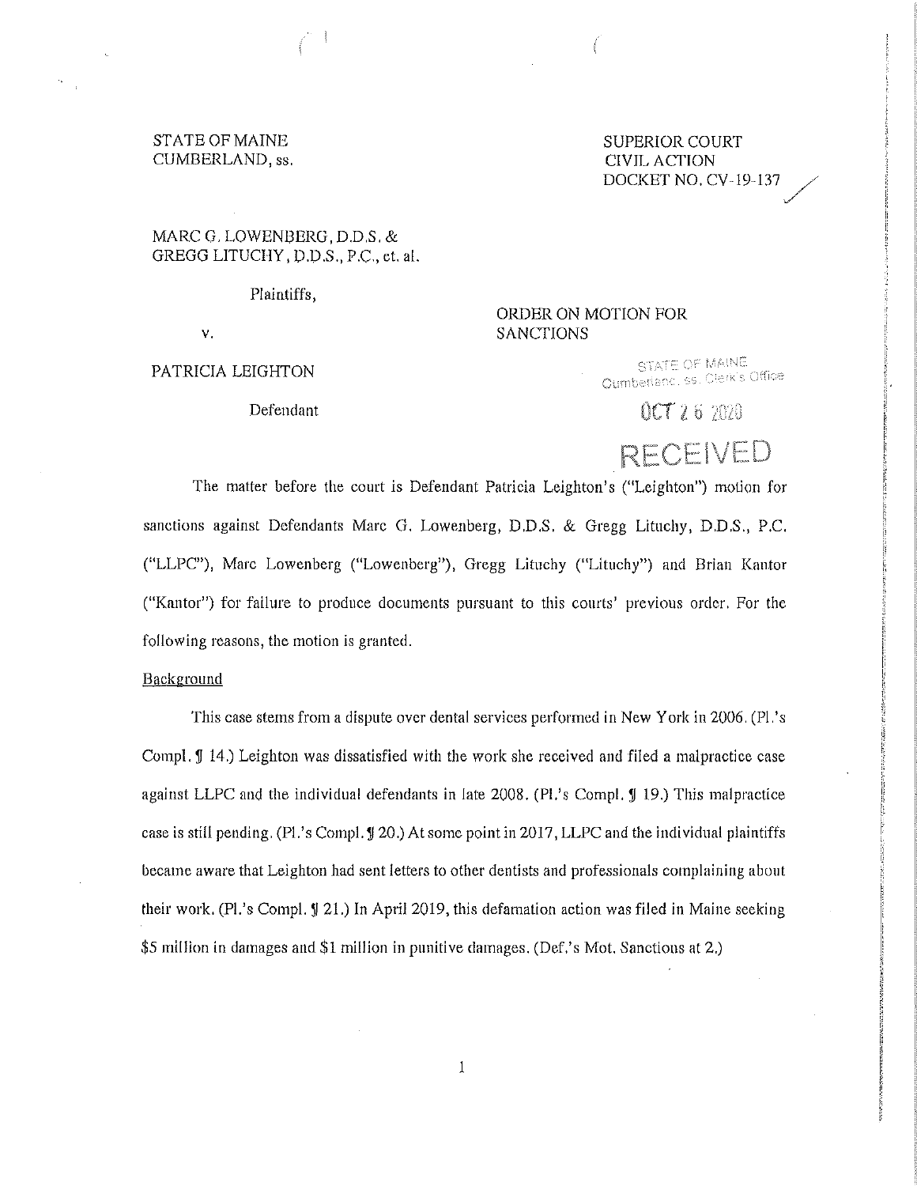STATE OF MAINE
CUMBERLAND, ss.

SUPERIOR COURT
CIVIL ACTION
DOCKET NO. CV-19-137

MARC G. LOWENBERG, D.D.S. &
GREGG LITUCHY, D.D.S., P.C., et. al.

Plaintiffs,

v.

PATRICIA LEIGHTON

Defendant

ORDER ON MOTION FOR SANCTIONS

STATE OF MAINE
Cumberland, ss. Clerk's Office

OCT 26 2020

RECEIVED

The matter before the court is Defendant Patricia Leighton's ("Leighton") motion for sanctions against Defendants Marc G. Lowenberg, D.D.S. & Gregg Lituchy, D.D.S., P.C. ("LLPC"), Marc Lowenberg ("Lowenberg"), Gregg Lituchy ("Lituchy") and Brian Kantor ("Kantor") for failure to produce documents pursuant to this courts' previous order. For the following reasons, the motion is granted.

## Background

This case stems from a dispute over dental services performed in New York in 2006. (Pl.'s Compl. ¶ 14.) Leighton was dissatisfied with the work she received and filed a malpractice case against LLPC and the individual defendants in late 2008. (Pl.'s Compl. ¶ 19.) This malpractice case is still pending. (Pl.'s Compl. ¶ 20.) At some point in 2017, LLPC and the individual plaintiffs became aware that Leighton had sent letters to other dentists and professionals complaining about their work. (Pl.'s Compl. ¶ 21.) In April 2019, this defamation action was filed in Maine seeking $5 million in damages and $1 million in punitive damages. (Def.'s Mot. Sanctions at 2.)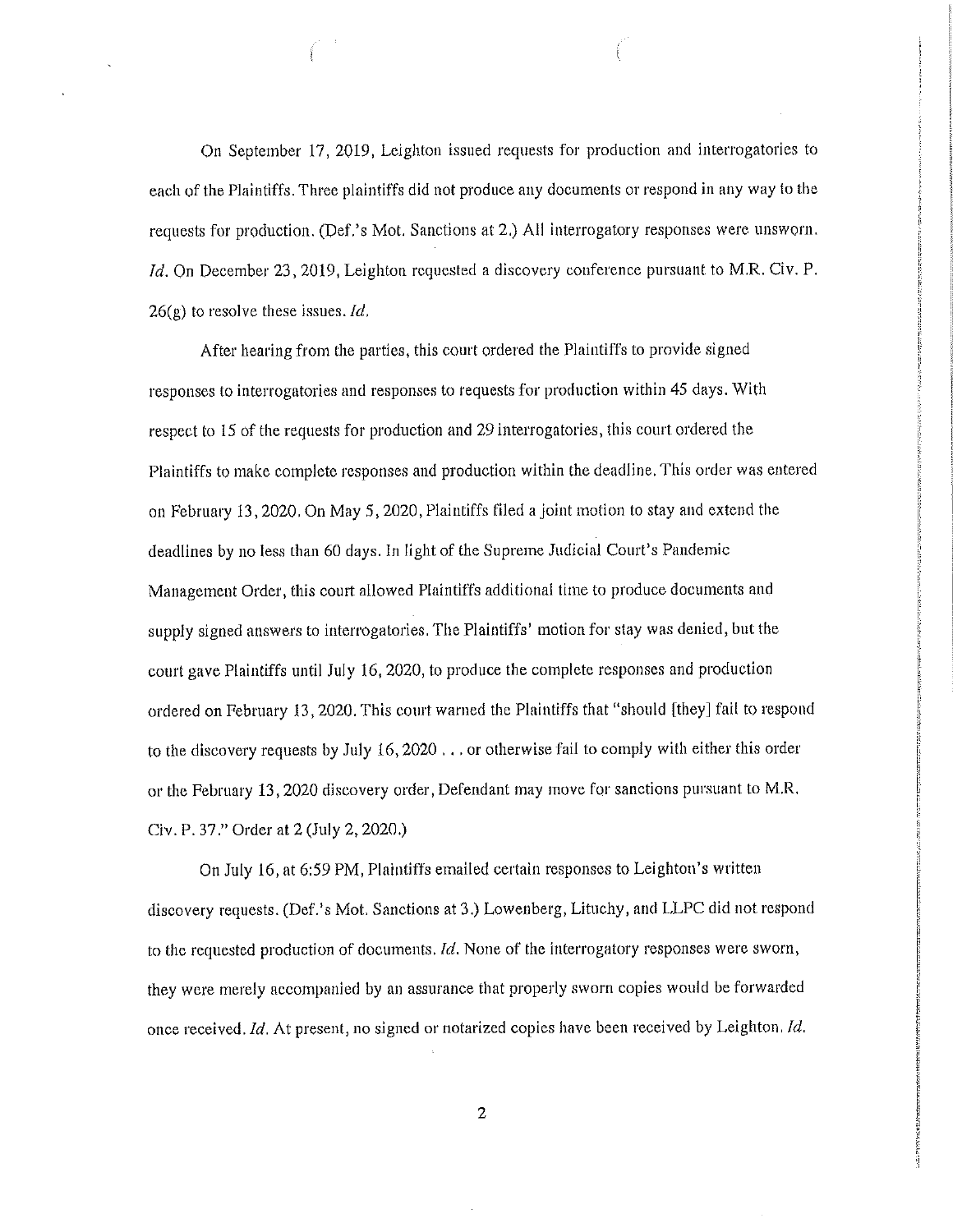On September 17, 2019, Leighton issued requests for production and interrogatories to each of the Plaintiffs. Three plaintiffs did not produce any documents or respond in any way to the requests for production. (Def.'s Mot. Sanctions at 2.) All interrogatory responses were unsworn. *Id.* On December 23, 2019, Leighton requested a discovery conference pursuant to M.R. Civ. P. 26(g) to resolve these issues. *Id.*

After hearing from the parties, this court ordered the Plaintiffs to provide signed responses to interrogatories and responses to requests for production within 45 days. With respect to 15 of the requests for production and 29 interrogatories, this court ordered the Plaintiffs to make complete responses and production within the deadline. This order was entered on February 13, 2020. On May 5, 2020, Plaintiffs filed a joint motion to stay and extend the deadlines by no less than 60 days. In light of the Supreme Judicial Court's Pandemic Management Order, this court allowed Plaintiffs additional time to produce documents and supply signed answers to interrogatories. The Plaintiffs' motion for stay was denied, but the court gave Plaintiffs until July 16, 2020, to produce the complete responses and production ordered on February 13, 2020. This court warned the Plaintiffs that "should [they] fail to respond to the discovery requests by July 16, 2020 . . . or otherwise fail to comply with either this order or the February 13, 2020 discovery order, Defendant may move for sanctions pursuant to M.R. Civ. P. 37." Order at 2 (July 2, 2020.)

On July 16, at 6:59 PM, Plaintiffs emailed certain responses to Leighton's written discovery requests. (Def.'s Mot. Sanctions at 3.) Lowenberg, Lituchy, and LLPC did not respond to the requested production of documents. *Id.* None of the interrogatory responses were sworn, they were merely accompanied by an assurance that properly sworn copies would be forwarded once received. *Id.* At present, no signed or notarized copies have been received by Leighton. *Id.*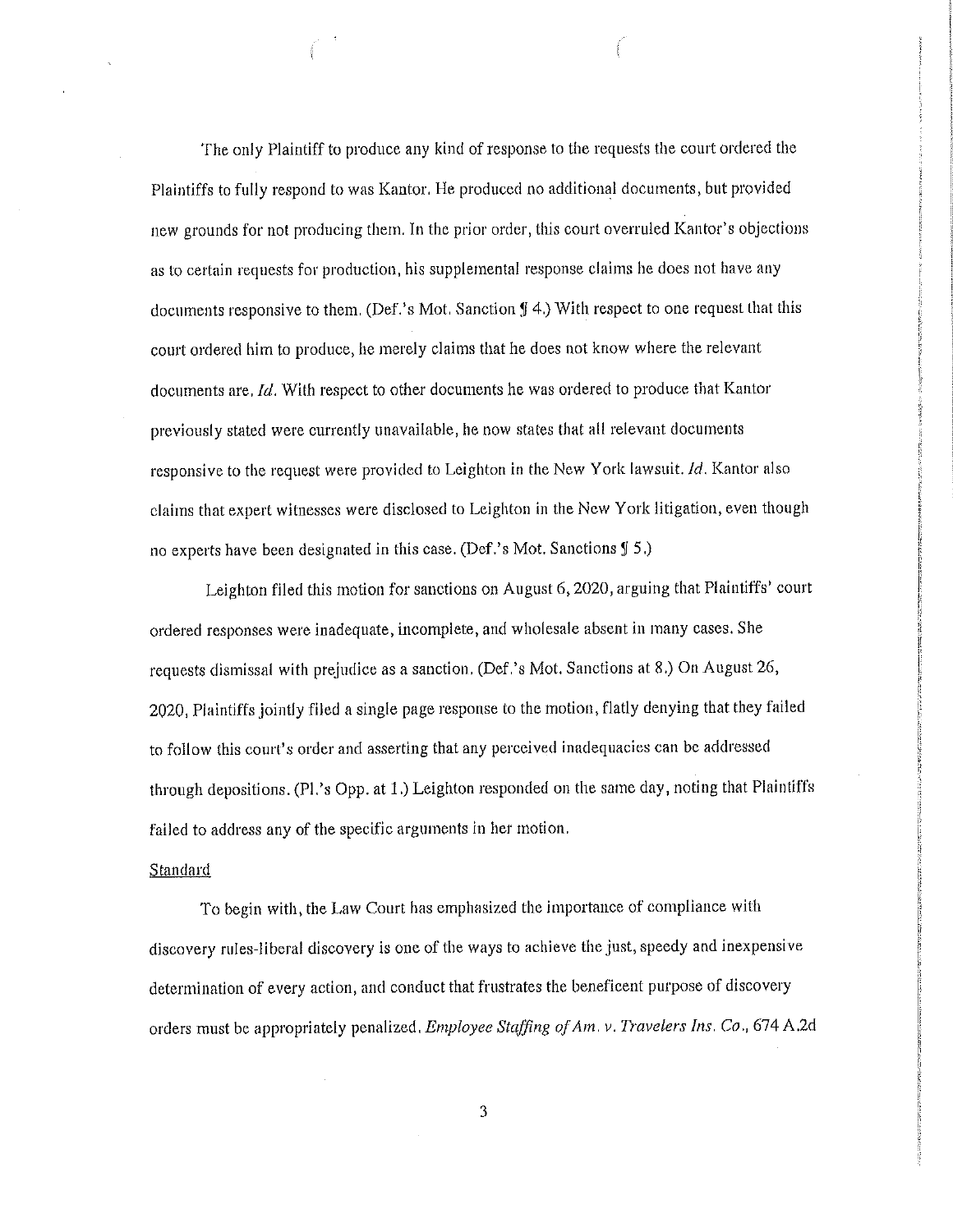The only Plaintiff to produce any kind of response to the requests the court ordered the Plaintiffs to fully respond to was Kantor. He produced no additional documents, but provided new grounds for not producing them. In the prior order, this court overruled Kantor's objections as to certain requests for production, his supplemental response claims he does not have any documents responsive to them. (Def.'s Mot. Sanction ¶ 4.) With respect to one request that this court ordered him to produce, he merely claims that he does not know where the relevant documents are. *Id.* With respect to other documents he was ordered to produce that Kantor previously stated were currently unavailable, he now states that all relevant documents responsive to the request were provided to Leighton in the New York lawsuit. *Id.* Kantor also claims that expert witnesses were disclosed to Leighton in the New York litigation, even though no experts have been designated in this case. (Def.'s Mot. Sanctions ¶ 5.)

Leighton filed this motion for sanctions on August 6, 2020, arguing that Plaintiffs' court ordered responses were inadequate, incomplete, and wholesale absent in many cases. She requests dismissal with prejudice as a sanction. (Def.'s Mot. Sanctions at 8.) On August 26, 2020, Plaintiffs jointly filed a single page response to the motion, flatly denying that they failed to follow this court's order and asserting that any perceived inadequacies can be addressed through depositions. (Pl.'s Opp. at 1.) Leighton responded on the same day, noting that Plaintiffs failed to address any of the specific arguments in her motion.

Standard

To begin with, the Law Court has emphasized the importance of compliance with discovery rules-liberal discovery is one of the ways to achieve the just, speedy and inexpensive determination of every action, and conduct that frustrates the beneficent purpose of discovery orders must be appropriately penalized. *Employee Staffing of Am. v. Travelers Ins. Co.*, 674 A.2d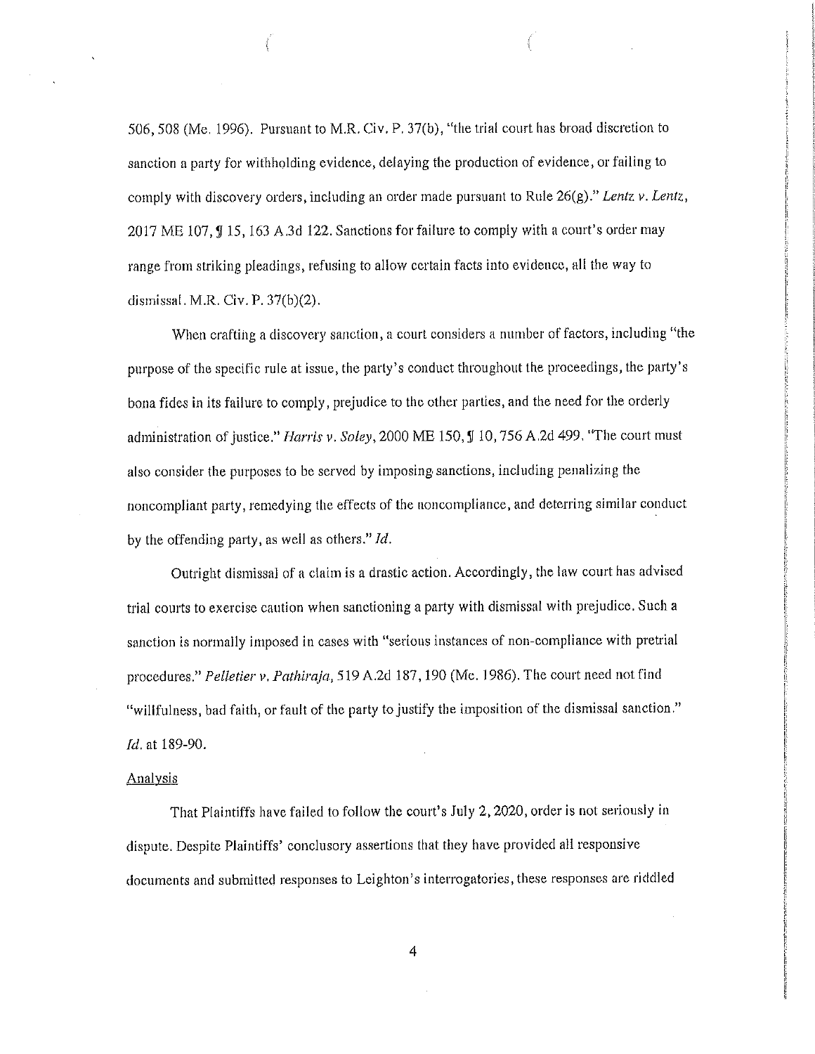506, 508 (Me. 1996). Pursuant to M.R. Civ. P. 37(b), "the trial court has broad discretion to sanction a party for withholding evidence, delaying the production of evidence, or failing to comply with discovery orders, including an order made pursuant to Rule 26(g)." *Lentz v. Lentz*, 2017 ME 107, ¶ 15, 163 A.3d 122. Sanctions for failure to comply with a court's order may range from striking pleadings, refusing to allow certain facts into evidence, all the way to dismissal. M.R. Civ. P. 37(b)(2).

When crafting a discovery sanction, a court considers a number of factors, including "the purpose of the specific rule at issue, the party's conduct throughout the proceedings, the party's bona fides in its failure to comply, prejudice to the other parties, and the need for the orderly administration of justice." *Harris v. Soley*, 2000 ME 150, ¶ 10, 756 A.2d 499. "The court must also consider the purposes to be served by imposing sanctions, including penalizing the noncompliant party, remedying the effects of the noncompliance, and deterring similar conduct by the offending party, as well as others." *Id.*

Outright dismissal of a claim is a drastic action. Accordingly, the law court has advised trial courts to exercise caution when sanctioning a party with dismissal with prejudice. Such a sanction is normally imposed in cases with "serious instances of non-compliance with pretrial procedures." *Pelletier v. Pathiraja*, 519 A.2d 187, 190 (Me. 1986). The court need not find "willfulness, bad faith, or fault of the party to justify the imposition of the dismissal sanction." *Id.* at 189-90.

Analysis

That Plaintiffs have failed to follow the court's July 2, 2020, order is not seriously in dispute. Despite Plaintiffs' conclusory assertions that they have provided all responsive documents and submitted responses to Leighton's interrogatories, these responses are riddled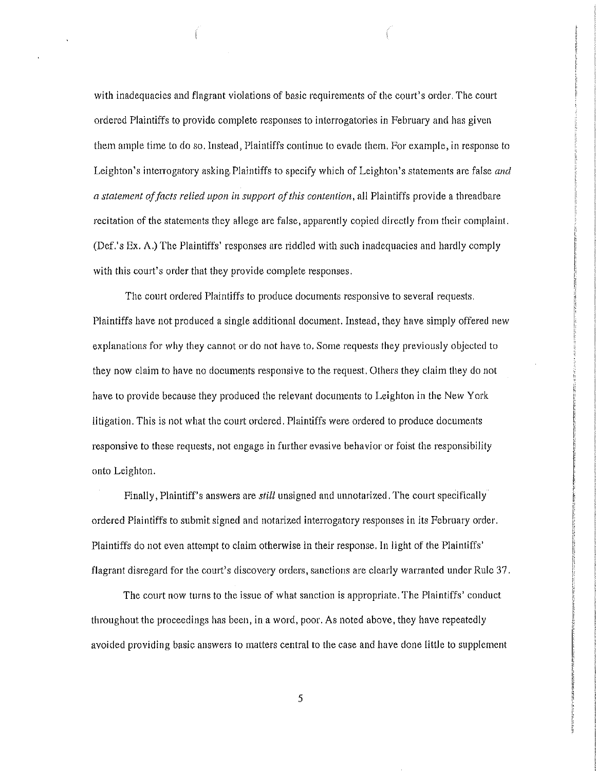with inadequacies and flagrant violations of basic requirements of the court's order. The court ordered Plaintiffs to provide complete responses to interrogatories in February and has given them ample time to do so. Instead, Plaintiffs continue to evade them. For example, in response to Leighton's interrogatory asking Plaintiffs to specify which of Leighton's statements are false *and a statement of facts relied upon in support of this contention*, all Plaintiffs provide a threadbare recitation of the statements they allege are false, apparently copied directly from their complaint. (Def.'s Ex. A.) The Plaintiffs' responses are riddled with such inadequacies and hardly comply with this court's order that they provide complete responses.

The court ordered Plaintiffs to produce documents responsive to several requests. Plaintiffs have not produced a single additional document. Instead, they have simply offered new explanations for why they cannot or do not have to. Some requests they previously objected to they now claim to have no documents responsive to the request. Others they claim they do not have to provide because they produced the relevant documents to Leighton in the New York litigation. This is not what the court ordered. Plaintiffs were ordered to produce documents responsive to these requests, not engage in further evasive behavior or foist the responsibility onto Leighton.

Finally, Plaintiff's answers are *still* unsigned and unnotarized. The court specifically ordered Plaintiffs to submit signed and notarized interrogatory responses in its February order. Plaintiffs do not even attempt to claim otherwise in their response. In light of the Plaintiffs' flagrant disregard for the court's discovery orders, sanctions are clearly warranted under Rule 37.

The court now turns to the issue of what sanction is appropriate. The Plaintiffs' conduct throughout the proceedings has been, in a word, poor. As noted above, they have repeatedly avoided providing basic answers to matters central to the case and have done little to supplement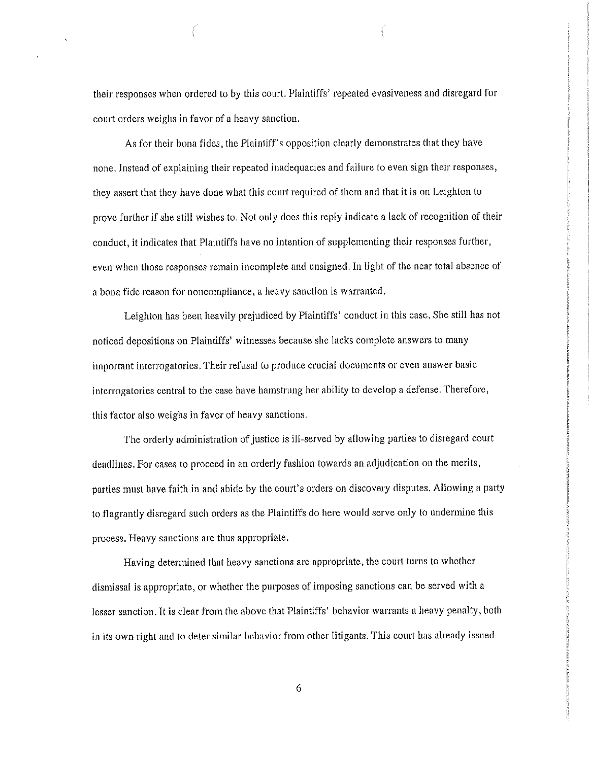their responses when ordered to by this court. Plaintiffs' repeated evasiveness and disregard for court orders weighs in favor of a heavy sanction.

As for their bona fides, the Plaintiff's opposition clearly demonstrates that they have none. Instead of explaining their repeated inadequacies and failure to even sign their responses, they assert that they have done what this court required of them and that it is on Leighton to prove further if she still wishes to. Not only does this reply indicate a lack of recognition of their conduct, it indicates that Plaintiffs have no intention of supplementing their responses further, even when those responses remain incomplete and unsigned. In light of the near total absence of a bona fide reason for noncompliance, a heavy sanction is warranted.

Leighton has been heavily prejudiced by Plaintiffs' conduct in this case. She still has not noticed depositions on Plaintiffs' witnesses because she lacks complete answers to many important interrogatories. Their refusal to produce crucial documents or even answer basic interrogatories central to the case have hamstrung her ability to develop a defense. Therefore, this factor also weighs in favor of heavy sanctions.

The orderly administration of justice is ill-served by allowing parties to disregard court deadlines. For cases to proceed in an orderly fashion towards an adjudication on the merits, parties must have faith in and abide by the court's orders on discovery disputes. Allowing a party to flagrantly disregard such orders as the Plaintiffs do here would serve only to undermine this process. Heavy sanctions are thus appropriate.

Having determined that heavy sanctions are appropriate, the court turns to whether dismissal is appropriate, or whether the purposes of imposing sanctions can be served with a lesser sanction. It is clear from the above that Plaintiffs' behavior warrants a heavy penalty, both in its own right and to deter similar behavior from other litigants. This court has already issued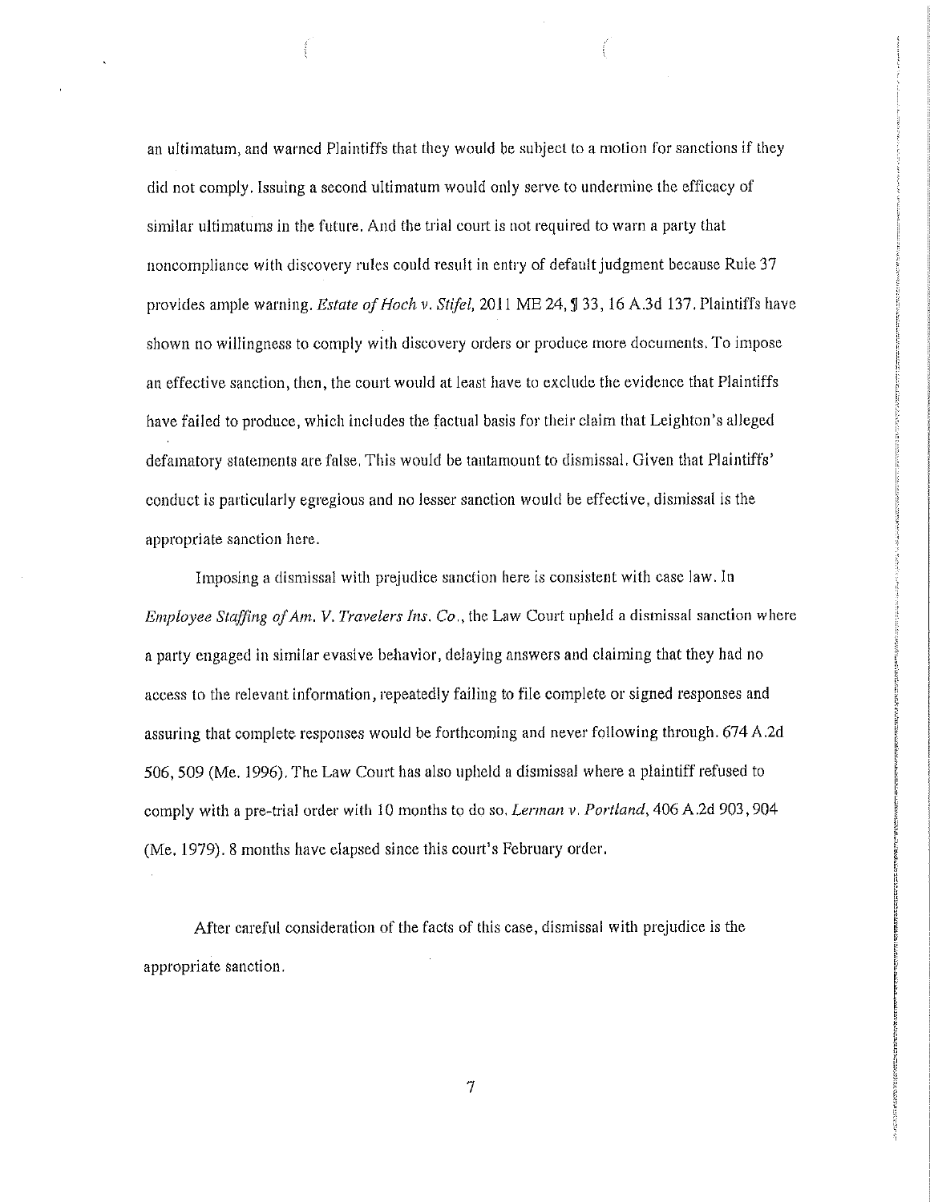an ultimatum, and warned Plaintiffs that they would be subject to a motion for sanctions if they did not comply. Issuing a second ultimatum would only serve to undermine the efficacy of similar ultimatums in the future. And the trial court is not required to warn a party that noncompliance with discovery rules could result in entry of default judgment because Rule 37 provides ample warning. *Estate of Hoch v. Stifel,* 2011 ME 24, ¶ 33, 16 A.3d 137. Plaintiffs have shown no willingness to comply with discovery orders or produce more documents. To impose an effective sanction, then, the court would at least have to exclude the evidence that Plaintiffs have failed to produce, which includes the factual basis for their claim that Leighton's alleged defamatory statements are false. This would be tantamount to dismissal. Given that Plaintiffs' conduct is particularly egregious and no lesser sanction would be effective, dismissal is the appropriate sanction here.

Imposing a dismissal with prejudice sanction here is consistent with case law. In *Employee Staffing of Am. V. Travelers Ins. Co.*, the Law Court upheld a dismissal sanction where a party engaged in similar evasive behavior, delaying answers and claiming that they had no access to the relevant information, repeatedly failing to file complete or signed responses and assuring that complete responses would be forthcoming and never following through. 674 A.2d 506, 509 (Me. 1996). The Law Court has also upheld a dismissal where a plaintiff refused to comply with a pre-trial order with 10 months to do so. *Lerman v. Portland*, 406 A.2d 903, 904 (Me. 1979). 8 months have elapsed since this court's February order.

After careful consideration of the facts of this case, dismissal with prejudice is the appropriate sanction.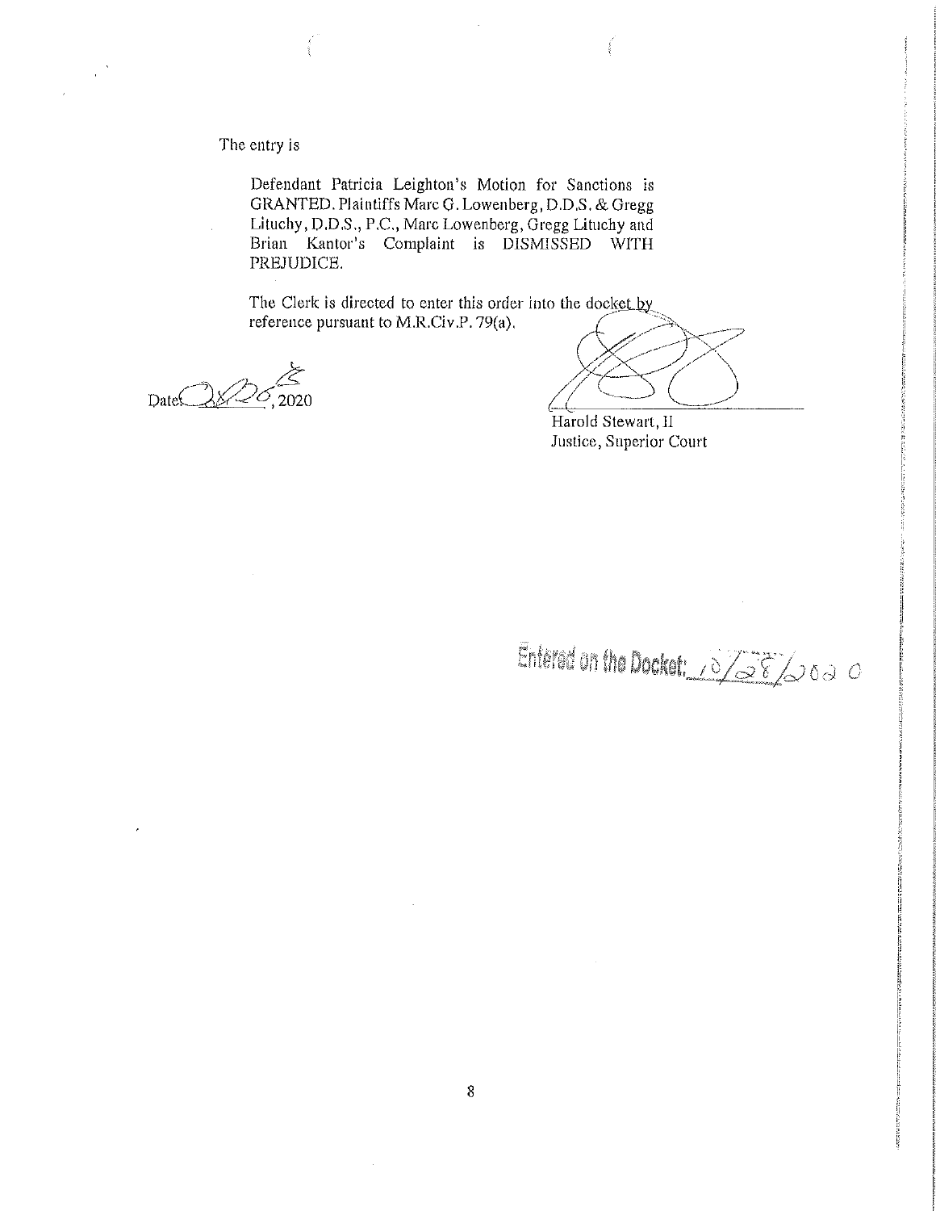The entry is

Defendant Patricia Leighton's Motion for Sanctions is GRANTED. Plaintiffs Marc G. Lowenberg, D.D.S. & Gregg Lituchy, D.D.S., P.C., Marc Lowenberg, Gregg Lituchy and Brian Kantor's Complaint is DISMISSED WITH PREJUDICE.

The Clerk is directed to enter this order into the docket by reference pursuant to M.R.Civ.P. 79(a).

Date: 10/26, 2020

Harold Stewart, II
Justice, Superior Court

Entered on the Docket: 10/28/2020